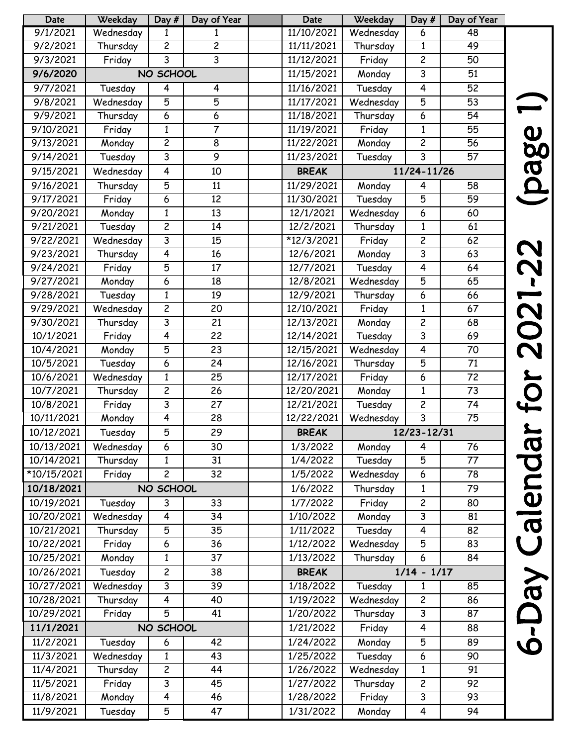# 6-Day Calendar for 2021-22 (page 1)

| Date | Weekday | Day # | Day of Year |
|---|---|---|---|
| 9/1/2021 | Wednesday | 1 | 1 |
| 9/2/2021 | Thursday | 2 | 2 |
| 9/3/2021 | Friday | 3 | 3 |
| **9/6/2020** | **NO SCHOOL** | | |
| 9/7/2021 | Tuesday | 4 | 4 |
| 9/8/2021 | Wednesday | 5 | 5 |
| 9/9/2021 | Thursday | 6 | 6 |
| 9/10/2021 | Friday | 1 | 7 |
| 9/13/2021 | Monday | 2 | 8 |
| 9/14/2021 | Tuesday | 3 | 9 |
| 9/15/2021 | Wednesday | 4 | 10 |
| 9/16/2021 | Thursday | 5 | 11 |
| 9/17/2021 | Friday | 6 | 12 |
| 9/20/2021 | Monday | 1 | 13 |
| 9/21/2021 | Tuesday | 2 | 14 |
| 9/22/2021 | Wednesday | 3 | 15 |
| 9/23/2021 | Thursday | 4 | 16 |
| 9/24/2021 | Friday | 5 | 17 |
| 9/27/2021 | Monday | 6 | 18 |
| 9/28/2021 | Tuesday | 1 | 19 |
| 9/29/2021 | Wednesday | 2 | 20 |
| 9/30/2021 | Thursday | 3 | 21 |
| 10/1/2021 | Friday | 4 | 22 |
| 10/4/2021 | Monday | 5 | 23 |
| 10/5/2021 | Tuesday | 6 | 24 |
| 10/6/2021 | Wednesday | 1 | 25 |
| 10/7/2021 | Thursday | 2 | 26 |
| 10/8/2021 | Friday | 3 | 27 |
| 10/11/2021 | Monday | 4 | 28 |
| 10/12/2021 | Tuesday | 5 | 29 |
| 10/13/2021 | Wednesday | 6 | 30 |
| 10/14/2021 | Thursday | 1 | 31 |
| *10/15/2021 | Friday | 2 | 32 |
| **10/18/2021** | **NO SCHOOL** | | |
| 10/19/2021 | Tuesday | 3 | 33 |
| 10/20/2021 | Wednesday | 4 | 34 |
| 10/21/2021 | Thursday | 5 | 35 |
| 10/22/2021 | Friday | 6 | 36 |
| 10/25/2021 | Monday | 1 | 37 |
| 10/26/2021 | Tuesday | 2 | 38 |
| 10/27/2021 | Wednesday | 3 | 39 |
| 10/28/2021 | Thursday | 4 | 40 |
| 10/29/2021 | Friday | 5 | 41 |
| **11/1/2021** | **NO SCHOOL** | | |
| 11/2/2021 | Tuesday | 6 | 42 |
| 11/3/2021 | Wednesday | 1 | 43 |
| 11/4/2021 | Thursday | 2 | 44 |
| 11/5/2021 | Friday | 3 | 45 |
| 11/8/2021 | Monday | 4 | 46 |
| 11/9/2021 | Tuesday | 5 | 47 |
| 11/10/2021 | Wednesday | 6 | 48 |
| 11/11/2021 | Thursday | 1 | 49 |
| 11/12/2021 | Friday | 2 | 50 |
| 11/15/2021 | Monday | 3 | 51 |
| 11/16/2021 | Tuesday | 4 | 52 |
| 11/17/2021 | Wednesday | 5 | 53 |
| 11/18/2021 | Thursday | 6 | 54 |
| 11/19/2021 | Friday | 1 | 55 |
| 11/22/2021 | Monday | 2 | 56 |
| 11/23/2021 | Tuesday | 3 | 57 |
| **BREAK** | **11/24-11/26** | | |
| 11/29/2021 | Monday | 4 | 58 |
| 11/30/2021 | Tuesday | 5 | 59 |
| 12/1/2021 | Wednesday | 6 | 60 |
| 12/2/2021 | Thursday | 1 | 61 |
| *12/3/2021 | Friday | 2 | 62 |
| 12/6/2021 | Monday | 3 | 63 |
| 12/7/2021 | Tuesday | 4 | 64 |
| 12/8/2021 | Wednesday | 5 | 65 |
| 12/9/2021 | Thursday | 6 | 66 |
| 12/10/2021 | Friday | 1 | 67 |
| 12/13/2021 | Monday | 2 | 68 |
| 12/14/2021 | Tuesday | 3 | 69 |
| 12/15/2021 | Wednesday | 4 | 70 |
| 12/16/2021 | Thursday | 5 | 71 |
| 12/17/2021 | Friday | 6 | 72 |
| 12/20/2021 | Monday | 1 | 73 |
| 12/21/2021 | Tuesday | 2 | 74 |
| 12/22/2021 | Wednesday | 3 | 75 |
| **BREAK** | **12/23-12/31** | | |
| 1/3/2022 | Monday | 4 | 76 |
| 1/4/2022 | Tuesday | 5 | 77 |
| 1/5/2022 | Wednesday | 6 | 78 |
| 1/6/2022 | Thursday | 1 | 79 |
| 1/7/2022 | Friday | 2 | 80 |
| 1/10/2022 | Monday | 3 | 81 |
| 1/11/2022 | Tuesday | 4 | 82 |
| 1/12/2022 | Wednesday | 5 | 83 |
| 1/13/2022 | Thursday | 6 | 84 |
| **BREAK** | **1/14 - 1/17** | | |
| 1/18/2022 | Tuesday | 1 | 85 |
| 1/19/2022 | Wednesday | 2 | 86 |
| 1/20/2022 | Thursday | 3 | 87 |
| 1/21/2022 | Friday | 4 | 88 |
| 1/24/2022 | Monday | 5 | 89 |
| 1/25/2022 | Tuesday | 6 | 90 |
| 1/26/2022 | Wednesday | 1 | 91 |
| 1/27/2022 | Thursday | 2 | 92 |
| 1/28/2022 | Friday | 3 | 93 |
| 1/31/2022 | Monday | 4 | 94 |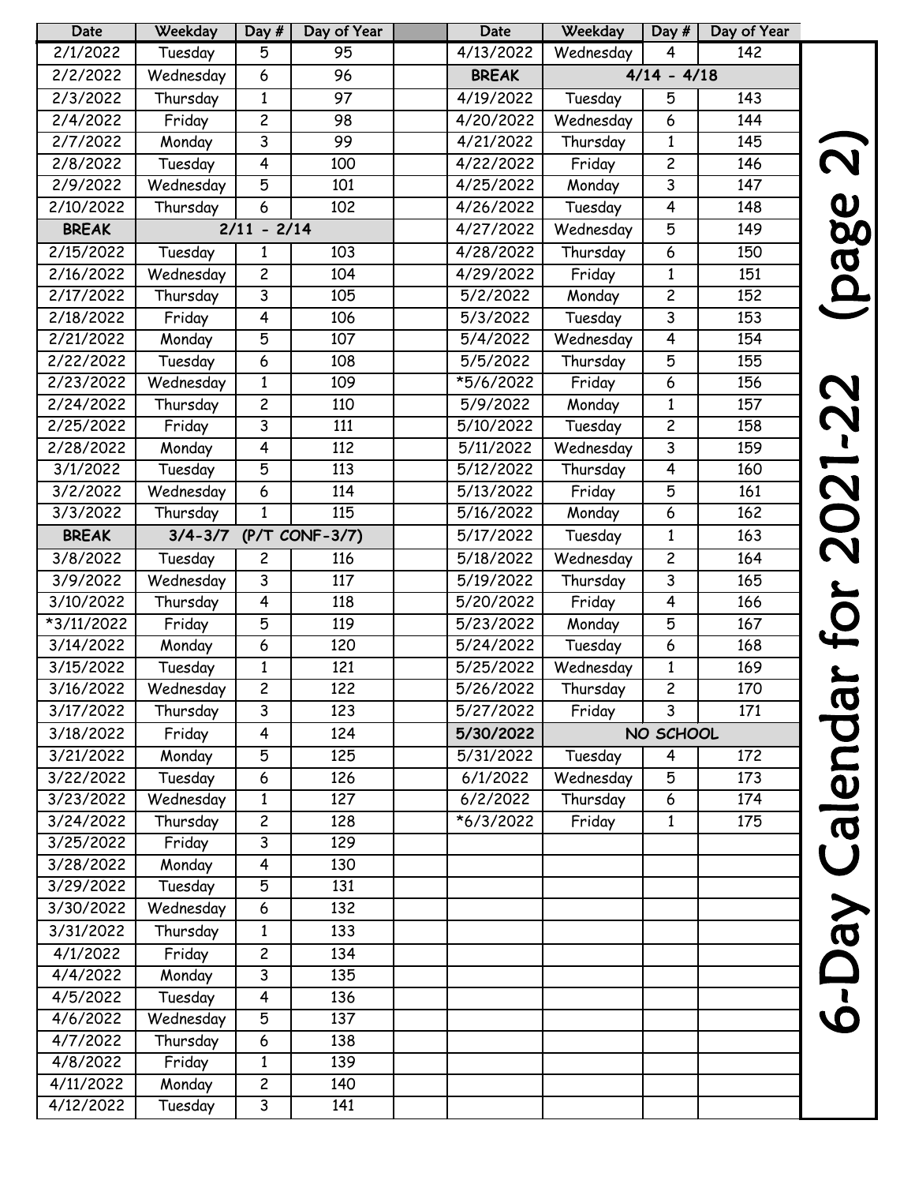# 6-Day Calendar for 2021-22 (page 2)

| Date | Weekday | Day # | Day of Year |
|---|---|---|---|
| 2/1/2022 | Tuesday | 5 | 95 |
| 2/2/2022 | Wednesday | 6 | 96 |
| 2/3/2022 | Thursday | 1 | 97 |
| 2/4/2022 | Friday | 2 | 98 |
| 2/7/2022 | Monday | 3 | 99 |
| 2/8/2022 | Tuesday | 4 | 100 |
| 2/9/2022 | Wednesday | 5 | 101 |
| 2/10/2022 | Thursday | 6 | 102 |
| **BREAK** | **2/11 - 2/14** | | |
| 2/15/2022 | Tuesday | 1 | 103 |
| 2/16/2022 | Wednesday | 2 | 104 |
| 2/17/2022 | Thursday | 3 | 105 |
| 2/18/2022 | Friday | 4 | 106 |
| 2/21/2022 | Monday | 5 | 107 |
| 2/22/2022 | Tuesday | 6 | 108 |
| 2/23/2022 | Wednesday | 1 | 109 |
| 2/24/2022 | Thursday | 2 | 110 |
| 2/25/2022 | Friday | 3 | 111 |
| 2/28/2022 | Monday | 4 | 112 |
| 3/1/2022 | Tuesday | 5 | 113 |
| 3/2/2022 | Wednesday | 6 | 114 |
| 3/3/2022 | Thursday | 1 | 115 |
| **BREAK** | **3/4-3/7 (P/T CONF-3/7)** | | |
| 3/8/2022 | Tuesday | 2 | 116 |
| 3/9/2022 | Wednesday | 3 | 117 |
| 3/10/2022 | Thursday | 4 | 118 |
| *3/11/2022 | Friday | 5 | 119 |
| 3/14/2022 | Monday | 6 | 120 |
| 3/15/2022 | Tuesday | 1 | 121 |
| 3/16/2022 | Wednesday | 2 | 122 |
| 3/17/2022 | Thursday | 3 | 123 |
| 3/18/2022 | Friday | 4 | 124 |
| 3/21/2022 | Monday | 5 | 125 |
| 3/22/2022 | Tuesday | 6 | 126 |
| 3/23/2022 | Wednesday | 1 | 127 |
| 3/24/2022 | Thursday | 2 | 128 |
| 3/25/2022 | Friday | 3 | 129 |
| 3/28/2022 | Monday | 4 | 130 |
| 3/29/2022 | Tuesday | 5 | 131 |
| 3/30/2022 | Wednesday | 6 | 132 |
| 3/31/2022 | Thursday | 1 | 133 |
| 4/1/2022 | Friday | 2 | 134 |
| 4/4/2022 | Monday | 3 | 135 |
| 4/5/2022 | Tuesday | 4 | 136 |
| 4/6/2022 | Wednesday | 5 | 137 |
| 4/7/2022 | Thursday | 6 | 138 |
| 4/8/2022 | Friday | 1 | 139 |
| 4/11/2022 | Monday | 2 | 140 |
| 4/12/2022 | Tuesday | 3 | 141 |
| 4/13/2022 | Wednesday | 4 | 142 |
| **BREAK** | **4/14 - 4/18** | | |
| 4/19/2022 | Tuesday | 5 | 143 |
| 4/20/2022 | Wednesday | 6 | 144 |
| 4/21/2022 | Thursday | 1 | 145 |
| 4/22/2022 | Friday | 2 | 146 |
| 4/25/2022 | Monday | 3 | 147 |
| 4/26/2022 | Tuesday | 4 | 148 |
| 4/27/2022 | Wednesday | 5 | 149 |
| 4/28/2022 | Thursday | 6 | 150 |
| 4/29/2022 | Friday | 1 | 151 |
| 5/2/2022 | Monday | 2 | 152 |
| 5/3/2022 | Tuesday | 3 | 153 |
| 5/4/2022 | Wednesday | 4 | 154 |
| 5/5/2022 | Thursday | 5 | 155 |
| *5/6/2022 | Friday | 6 | 156 |
| 5/9/2022 | Monday | 1 | 157 |
| 5/10/2022 | Tuesday | 2 | 158 |
| 5/11/2022 | Wednesday | 3 | 159 |
| 5/12/2022 | Thursday | 4 | 160 |
| 5/13/2022 | Friday | 5 | 161 |
| 5/16/2022 | Monday | 6 | 162 |
| 5/17/2022 | Tuesday | 1 | 163 |
| 5/18/2022 | Wednesday | 2 | 164 |
| 5/19/2022 | Thursday | 3 | 165 |
| 5/20/2022 | Friday | 4 | 166 |
| 5/23/2022 | Monday | 5 | 167 |
| 5/24/2022 | Tuesday | 6 | 168 |
| 5/25/2022 | Wednesday | 1 | 169 |
| 5/26/2022 | Thursday | 2 | 170 |
| 5/27/2022 | Friday | 3 | 171 |
| **5/30/2022** | **NO SCHOOL** | | |
| 5/31/2022 | Tuesday | 4 | 172 |
| 6/1/2022 | Wednesday | 5 | 173 |
| 6/2/2022 | Thursday | 6 | 174 |
| *6/3/2022 | Friday | 1 | 175 |